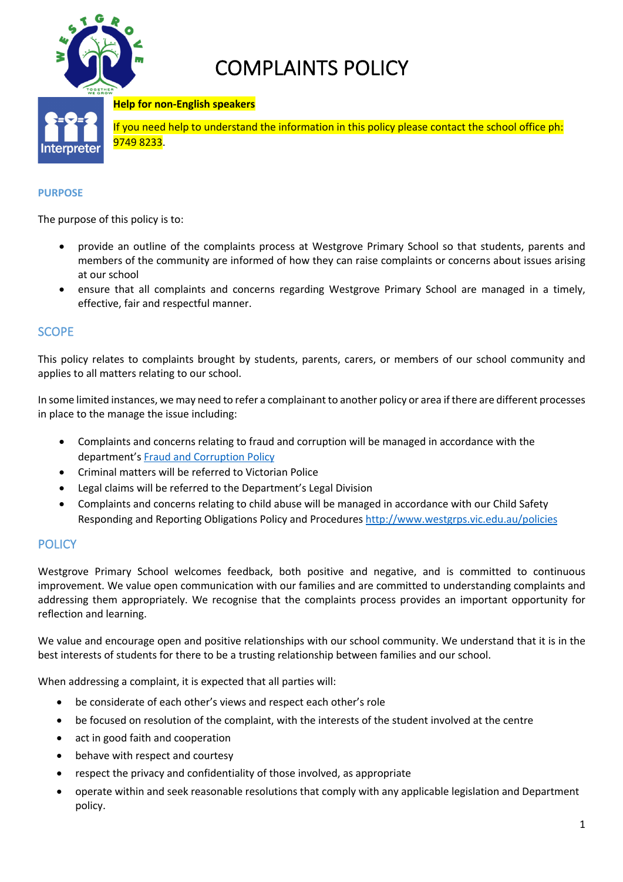# COMPLAINTS POLICY

**Help for non-English speakers**

If you need help to understand the information in this policy please contact the school office ph: 9749 8233.

## PURPOSE

The purpose of this policy is to:

- provide an outline of the complaints process at Westgrove Primary School so that students, parents and members of the community are informed of how they can raise complaints or concerns about issues arising at our school
- ensure that all complaints and concerns regarding Westgrove Primary School are managed in a timely, effective, fair and respectful manner.

## SCOPE

This policy relates to complaints brought by students, parents, carers, or members of our school community and applies to all matters relating to our school.

In some limited instances, we may need to refer a complainant to another policy or area if there are different processes in place to the manage the issue including:

- Complaints and concerns relating to fraud and corruption will be managed in accordance with the department's [Fraud and Corruption Policy]
- Criminal matters will be referred to Victorian Police
- Legal claims will be referred to the Department's Legal Division
- Complaints and concerns relating to child abuse will be managed in accordance with our Child Safety Responding and Reporting Obligations Policy and Procedures http://www.westgrps.vic.edu.au/policies

## POLICY

Westgrove Primary School welcomes feedback, both positive and negative, and is committed to continuous improvement. We value open communication with our families and are committed to understanding complaints and addressing them appropriately. We recognise that the complaints process provides an important opportunity for reflection and learning.

We value and encourage open and positive relationships with our school community. We understand that it is in the best interests of students for there to be a trusting relationship between families and our school.

When addressing a complaint, it is expected that all parties will:

- be considerate of each other's views and respect each other's role
- be focused on resolution of the complaint, with the interests of the student involved at the centre
- act in good faith and cooperation
- behave with respect and courtesy
- respect the privacy and confidentiality of those involved, as appropriate
- operate within and seek reasonable resolutions that comply with any applicable legislation and Department policy.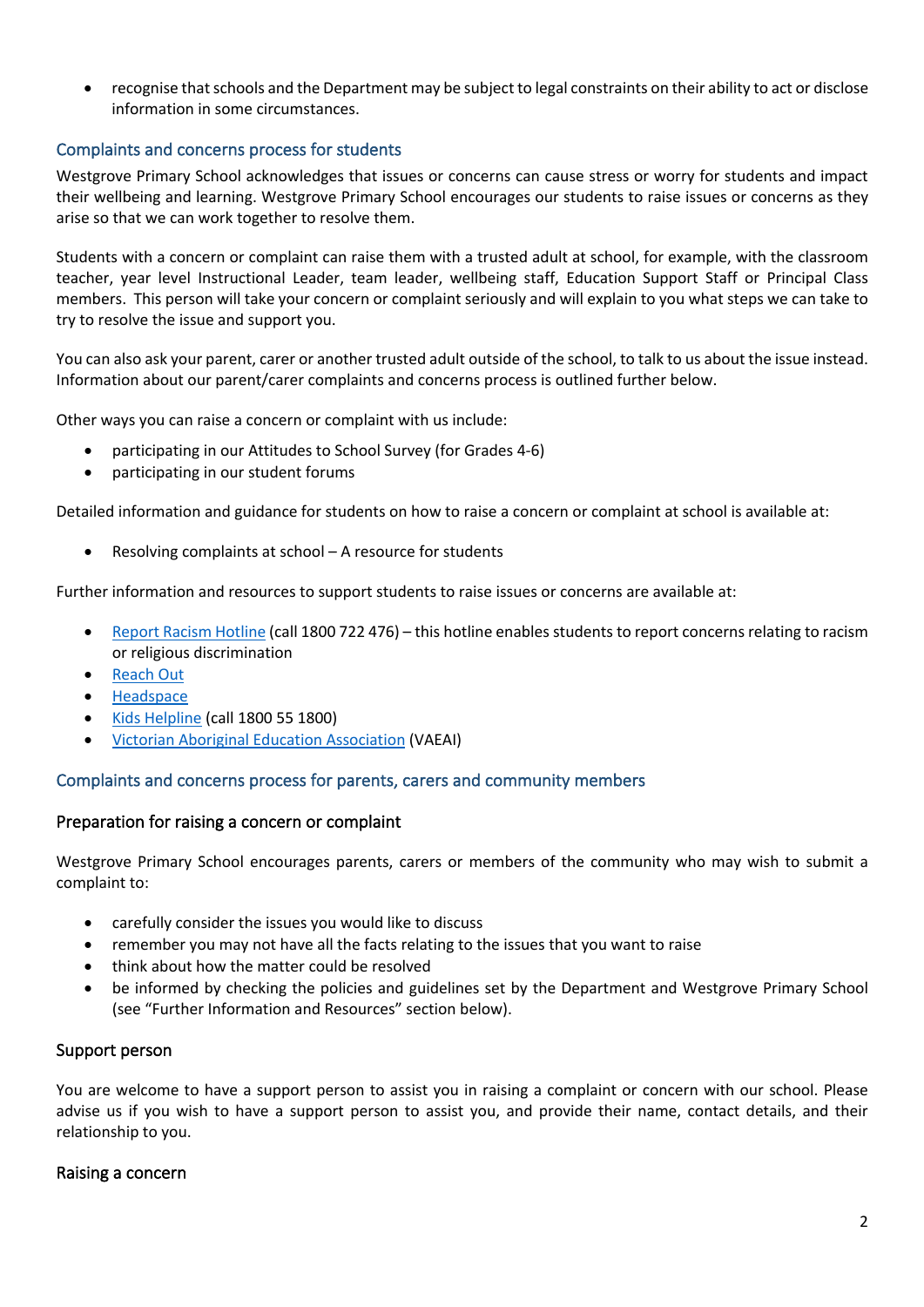- recognise that schools and the Department may be subject to legal constraints on their ability to act or disclose information in some circumstances.

## Complaints and concerns process for students

Westgrove Primary School acknowledges that issues or concerns can cause stress or worry for students and impact their wellbeing and learning. Westgrove Primary School encourages our students to raise issues or concerns as they arise so that we can work together to resolve them.

Students with a concern or complaint can raise them with a trusted adult at school, for example, with the classroom teacher, year level Instructional Leader, team leader, wellbeing staff, Education Support Staff or Principal Class members. This person will take your concern or complaint seriously and will explain to you what steps we can take to try to resolve the issue and support you.

You can also ask your parent, carer or another trusted adult outside of the school, to talk to us about the issue instead. Information about our parent/carer complaints and concerns process is outlined further below.

Other ways you can raise a concern or complaint with us include:

- participating in our Attitudes to School Survey (for Grades 4-6)
- participating in our student forums

Detailed information and guidance for students on how to raise a concern or complaint at school is available at:

- Resolving complaints at school – A resource for students

Further information and resources to support students to raise issues or concerns are available at:

- Report Racism Hotline (call 1800 722 476) – this hotline enables students to report concerns relating to racism or religious discrimination
- Reach Out
- Headspace
- Kids Helpline (call 1800 55 1800)
- Victorian Aboriginal Education Association (VAEAI)

## Complaints and concerns process for parents, carers and community members

### Preparation for raising a concern or complaint

Westgrove Primary School encourages parents, carers or members of the community who may wish to submit a complaint to:

- carefully consider the issues you would like to discuss
- remember you may not have all the facts relating to the issues that you want to raise
- think about how the matter could be resolved
- be informed by checking the policies and guidelines set by the Department and Westgrove Primary School (see "Further Information and Resources" section below).

### Support person

You are welcome to have a support person to assist you in raising a complaint or concern with our school. Please advise us if you wish to have a support person to assist you, and provide their name, contact details, and their relationship to you.

### Raising a concern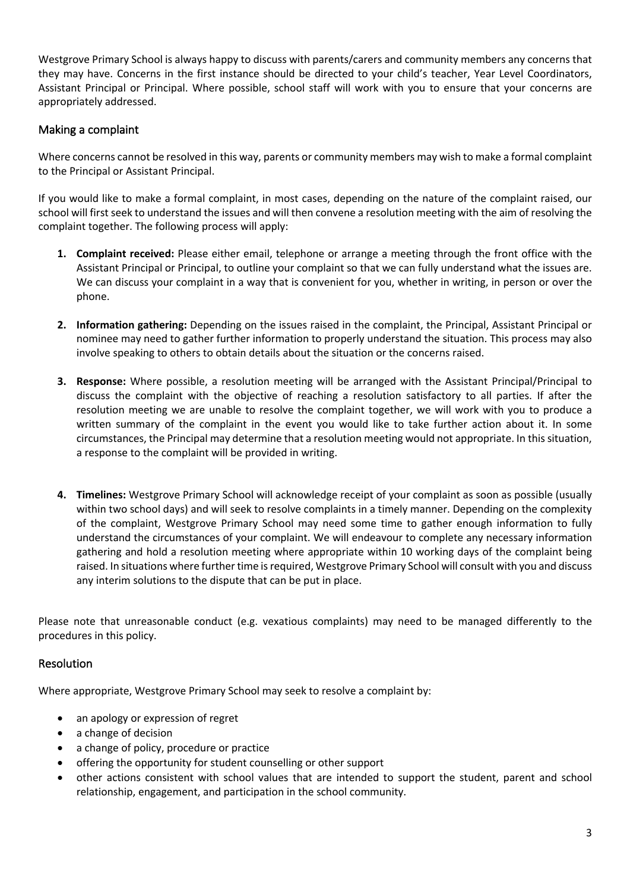Westgrove Primary School is always happy to discuss with parents/carers and community members any concerns that they may have. Concerns in the first instance should be directed to your child's teacher, Year Level Coordinators, Assistant Principal or Principal. Where possible, school staff will work with you to ensure that your concerns are appropriately addressed.

## Making a complaint

Where concerns cannot be resolved in this way, parents or community members may wish to make a formal complaint to the Principal or Assistant Principal.

If you would like to make a formal complaint, in most cases, depending on the nature of the complaint raised, our school will first seek to understand the issues and will then convene a resolution meeting with the aim of resolving the complaint together. The following process will apply:

1. **Complaint received:** Please either email, telephone or arrange a meeting through the front office with the Assistant Principal or Principal, to outline your complaint so that we can fully understand what the issues are. We can discuss your complaint in a way that is convenient for you, whether in writing, in person or over the phone.

2. **Information gathering:** Depending on the issues raised in the complaint, the Principal, Assistant Principal or nominee may need to gather further information to properly understand the situation. This process may also involve speaking to others to obtain details about the situation or the concerns raised.

3. **Response:** Where possible, a resolution meeting will be arranged with the Assistant Principal/Principal to discuss the complaint with the objective of reaching a resolution satisfactory to all parties. If after the resolution meeting we are unable to resolve the complaint together, we will work with you to produce a written summary of the complaint in the event you would like to take further action about it. In some circumstances, the Principal may determine that a resolution meeting would not appropriate. In this situation, a response to the complaint will be provided in writing.

4. **Timelines:** Westgrove Primary School will acknowledge receipt of your complaint as soon as possible (usually within two school days) and will seek to resolve complaints in a timely manner. Depending on the complexity of the complaint, Westgrove Primary School may need some time to gather enough information to fully understand the circumstances of your complaint. We will endeavour to complete any necessary information gathering and hold a resolution meeting where appropriate within 10 working days of the complaint being raised. In situations where further time is required, Westgrove Primary School will consult with you and discuss any interim solutions to the dispute that can be put in place.

Please note that unreasonable conduct (e.g. vexatious complaints) may need to be managed differently to the procedures in this policy.

## Resolution

Where appropriate, Westgrove Primary School may seek to resolve a complaint by:

- an apology or expression of regret
- a change of decision
- a change of policy, procedure or practice
- offering the opportunity for student counselling or other support
- other actions consistent with school values that are intended to support the student, parent and school relationship, engagement, and participation in the school community.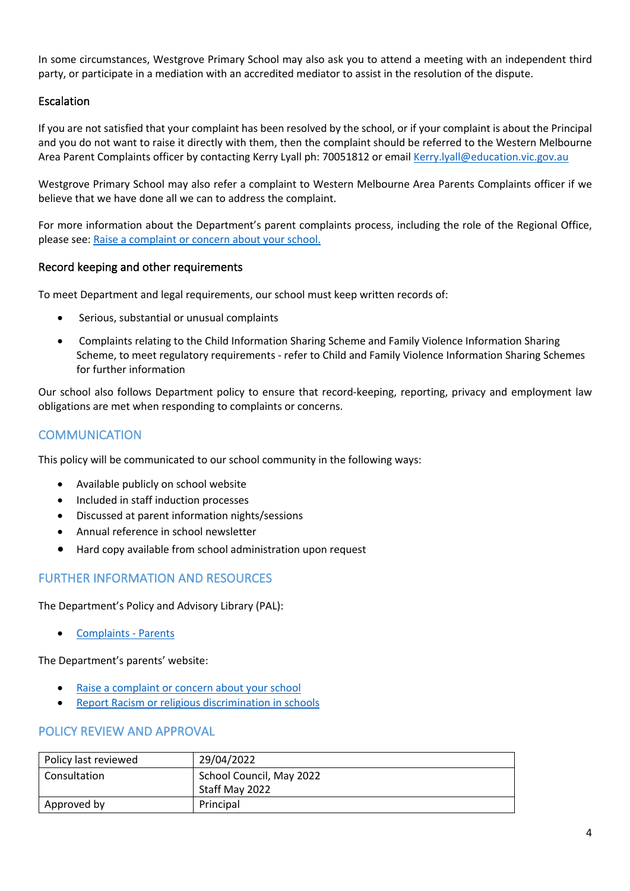In some circumstances, Westgrove Primary School may also ask you to attend a meeting with an independent third party, or participate in a mediation with an accredited mediator to assist in the resolution of the dispute.

### Escalation

If you are not satisfied that your complaint has been resolved by the school, or if your complaint is about the Principal and you do not want to raise it directly with them, then the complaint should be referred to the Western Melbourne Area Parent Complaints officer by contacting Kerry Lyall ph: 70051812 or email Kerry.lyall@education.vic.gov.au

Westgrove Primary School may also refer a complaint to Western Melbourne Area Parents Complaints officer if we believe that we have done all we can to address the complaint.

For more information about the Department's parent complaints process, including the role of the Regional Office, please see: Raise a complaint or concern about your school.

### Record keeping and other requirements

To meet Department and legal requirements, our school must keep written records of:

- Serious, substantial or unusual complaints
- Complaints relating to the Child Information Sharing Scheme and Family Violence Information Sharing Scheme, to meet regulatory requirements - refer to Child and Family Violence Information Sharing Schemes for further information

Our school also follows Department policy to ensure that record-keeping, reporting, privacy and employment law obligations are met when responding to complaints or concerns.

## COMMUNICATION

This policy will be communicated to our school community in the following ways:

- Available publicly on school website
- Included in staff induction processes
- Discussed at parent information nights/sessions
- Annual reference in school newsletter
- Hard copy available from school administration upon request

## FURTHER INFORMATION AND RESOURCES

The Department's Policy and Advisory Library (PAL):

- Complaints - Parents

The Department's parents' website:

- Raise a complaint or concern about your school
- Report Racism or religious discrimination in schools

## POLICY REVIEW AND APPROVAL

| Policy last reviewed | 29/04/2022 |
| --- | --- |
| Consultation | School Council, May 2022<br>Staff May 2022 |
| Approved by | Principal |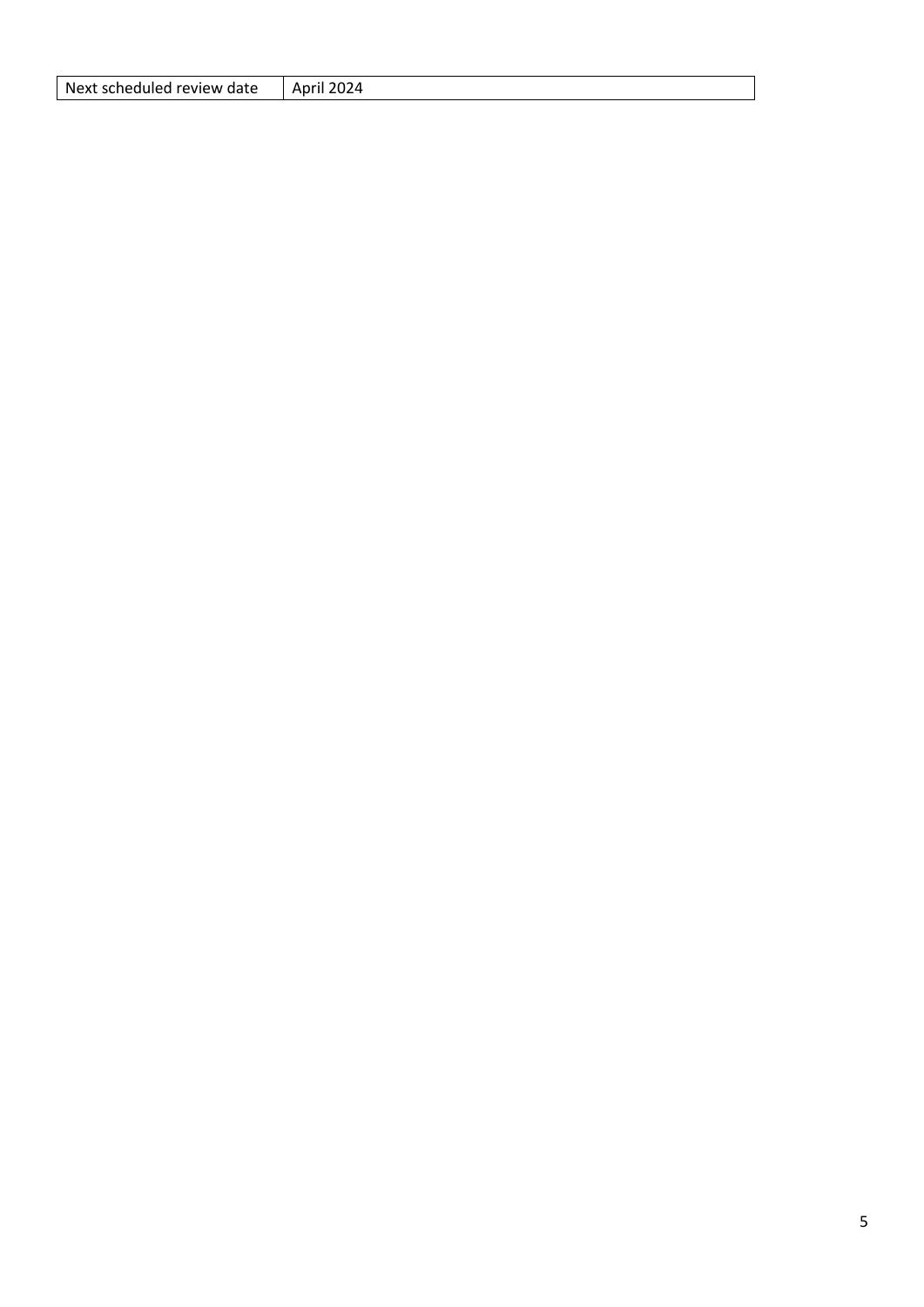| | |
|---|---|
| Next scheduled review date | April 2024 |